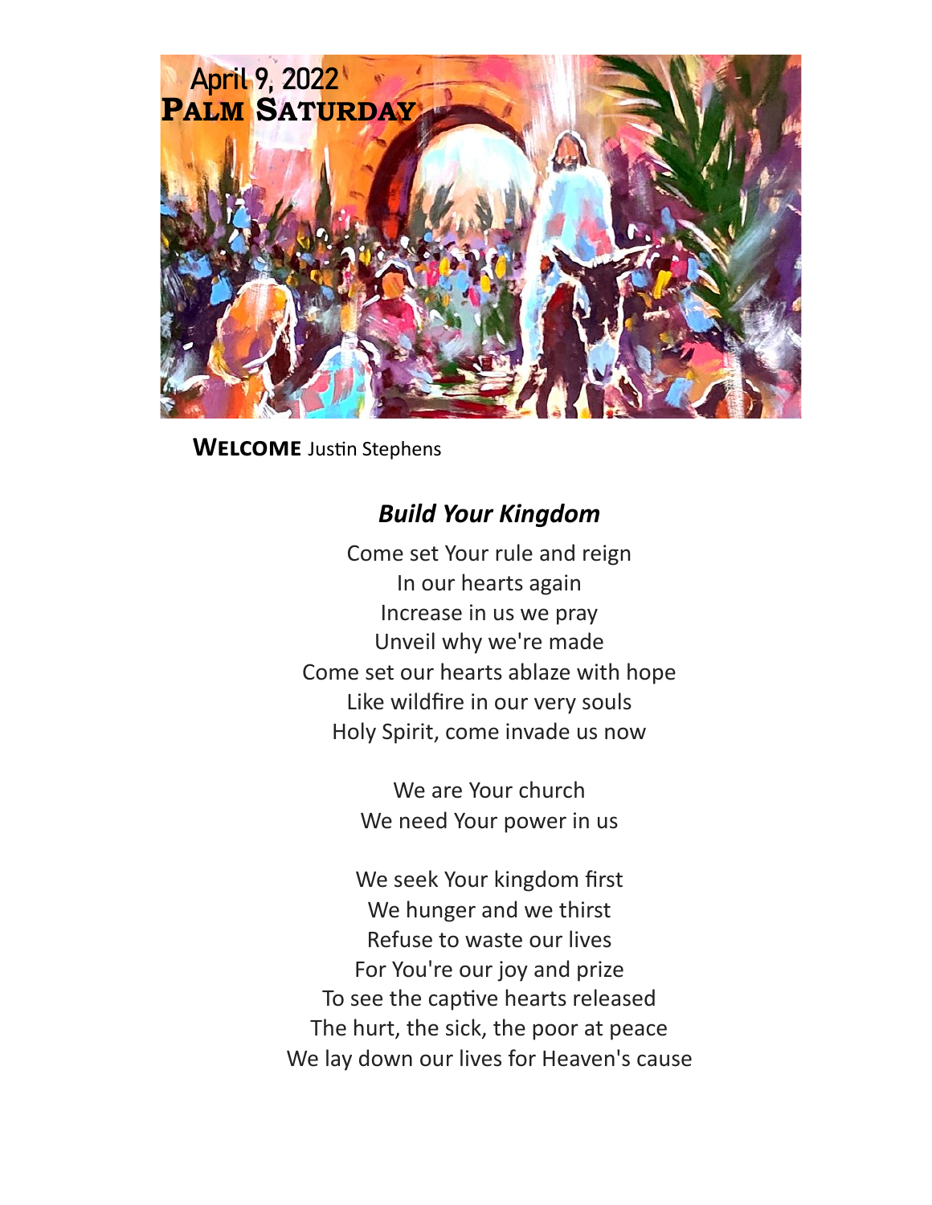April 9, 2022

# PALM SATURDAY

**WELCOME** Justin Stephens

### *Build Your Kingdom*

Come set Your rule and reign
In our hearts again
Increase in us we pray
Unveil why we're made
Come set our hearts ablaze with hope
Like wildfire in our very souls
Holy Spirit, come invade us now

We are Your church
We need Your power in us

We seek Your kingdom first
We hunger and we thirst
Refuse to waste our lives
For You're our joy and prize
To see the captive hearts released
The hurt, the sick, the poor at peace
We lay down our lives for Heaven's cause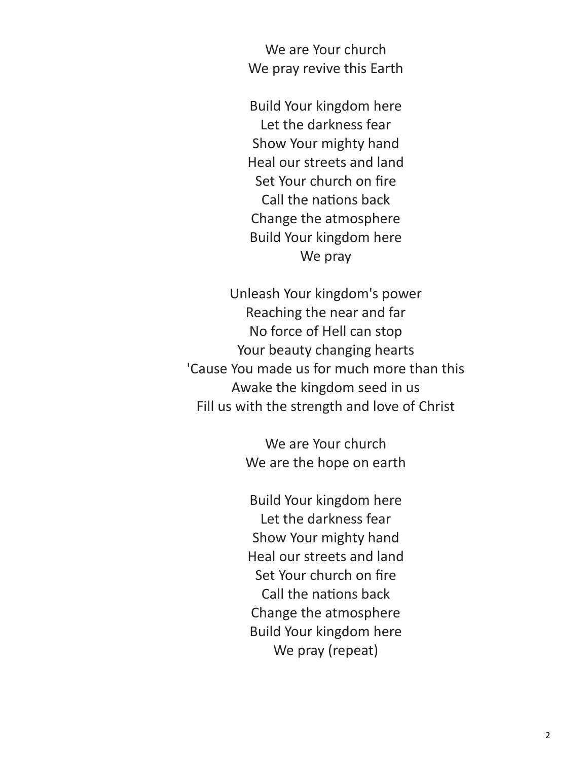We are Your church
We pray revive this Earth

Build Your kingdom here
Let the darkness fear
Show Your mighty hand
Heal our streets and land
Set Your church on fire
Call the nations back
Change the atmosphere
Build Your kingdom here
We pray

Unleash Your kingdom's power
Reaching the near and far
No force of Hell can stop
Your beauty changing hearts
'Cause You made us for much more than this
Awake the kingdom seed in us
Fill us with the strength and love of Christ

We are Your church
We are the hope on earth

Build Your kingdom here
Let the darkness fear
Show Your mighty hand
Heal our streets and land
Set Your church on fire
Call the nations back
Change the atmosphere
Build Your kingdom here
We pray (repeat)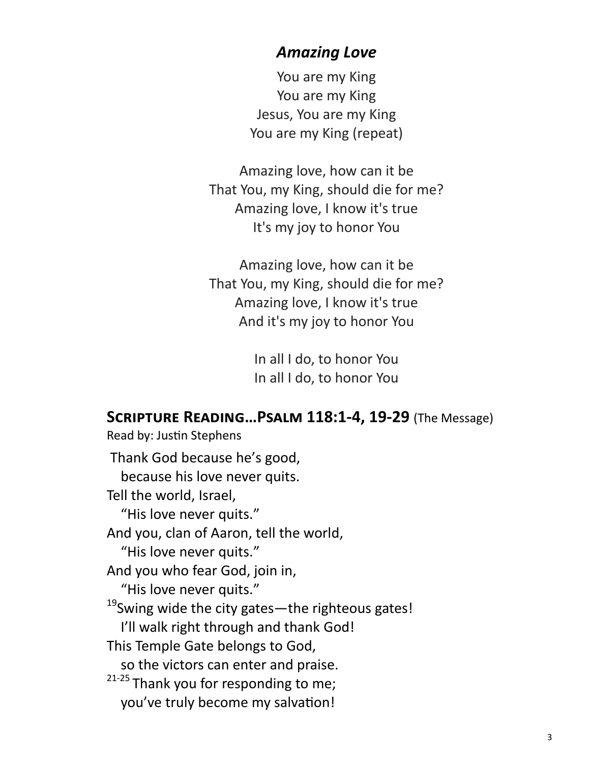## *Amazing Love*

You are my King
You are my King
Jesus, You are my King
You are my King (repeat)

Amazing love, how can it be
That You, my King, should die for me?
Amazing love, I know it's true
It's my joy to honor You

Amazing love, how can it be
That You, my King, should die for me?
Amazing love, I know it's true
And it's my joy to honor You

In all I do, to honor You
In all I do, to honor You

## **Scripture Reading…Psalm 118:1-4, 19-29** (The Message)

Read by: Justin Stephens

Thank God because he's good,
because his love never quits.
Tell the world, Israel,
"His love never quits."
And you, clan of Aaron, tell the world,
"His love never quits."
And you who fear God, join in,
"His love never quits."
[19]Swing wide the city gates—the righteous gates!
I'll walk right through and thank God!
This Temple Gate belongs to God,
so the victors can enter and praise.
[21-25] Thank you for responding to me;
you've truly become my salvation!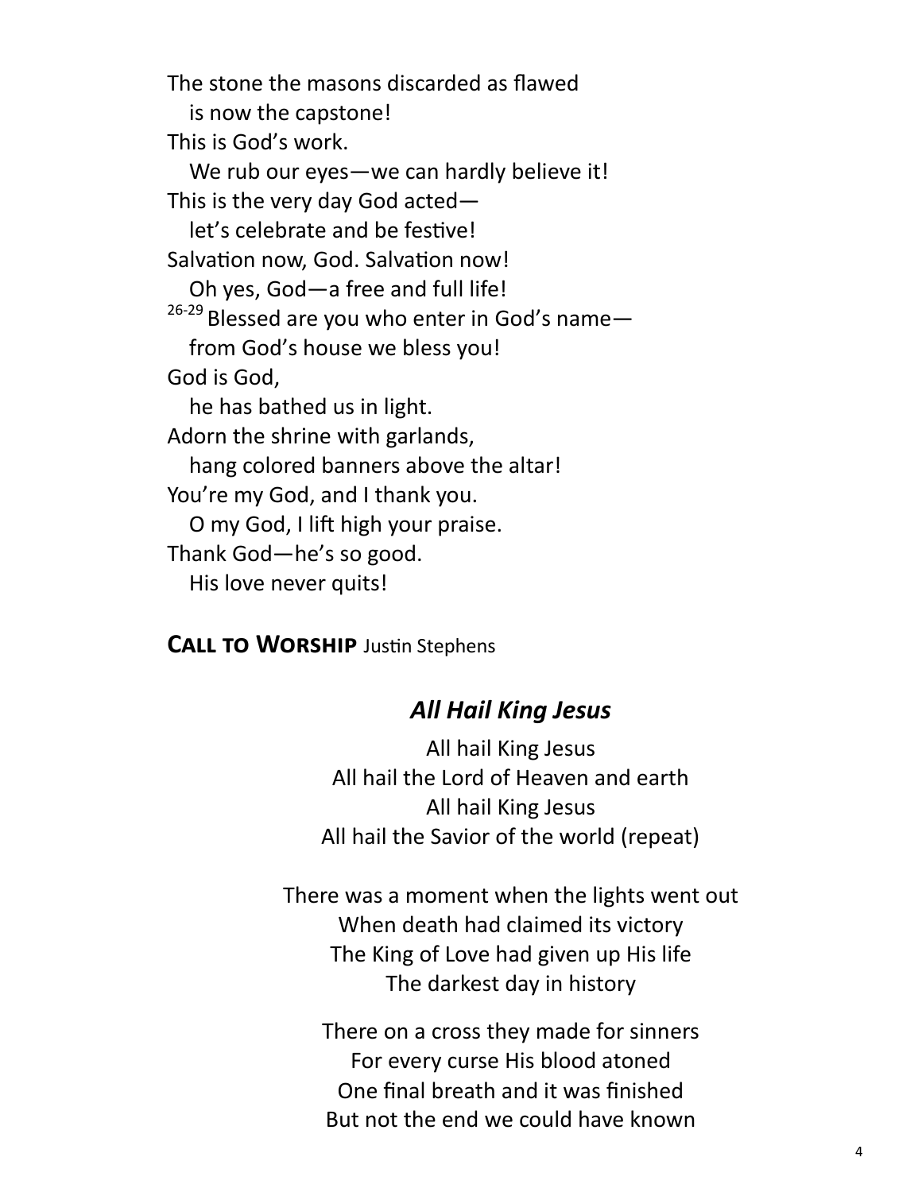The stone the masons discarded as flawed  
   is now the capstone!  
This is God's work.  
   We rub our eyes—we can hardly believe it!  
This is the very day God acted—  
   let's celebrate and be festive!  
Salvation now, God. Salvation now!  
   Oh yes, God—a free and full life!  
[26-29] Blessed are you who enter in God's name—  
   from God's house we bless you!  
God is God,  
   he has bathed us in light.  
Adorn the shrine with garlands,  
   hang colored banners above the altar!  
You're my God, and I thank you.  
   O my God, I lift high your praise.  
Thank God—he's so good.  
   His love never quits!

**Call to Worship** Justin Stephens

### *All Hail King Jesus*

All hail King Jesus  
All hail the Lord of Heaven and earth  
All hail King Jesus  
All hail the Savior of the world (repeat)

There was a moment when the lights went out  
When death had claimed its victory  
The King of Love had given up His life  
The darkest day in history

There on a cross they made for sinners  
For every curse His blood atoned  
One final breath and it was finished  
But not the end we could have known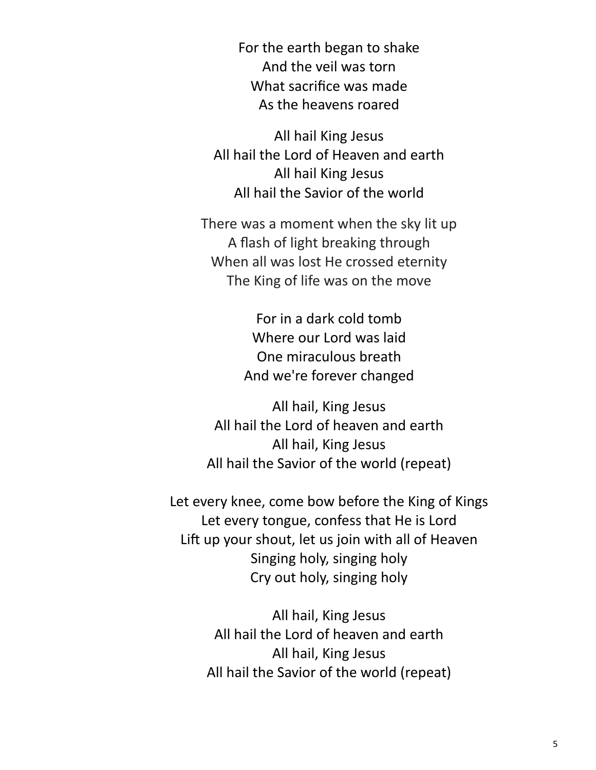For the earth began to shake
And the veil was torn
What sacrifice was made
As the heavens roared

All hail King Jesus
All hail the Lord of Heaven and earth
All hail King Jesus
All hail the Savior of the world

There was a moment when the sky lit up
A flash of light breaking through
When all was lost He crossed eternity
The King of life was on the move

For in a dark cold tomb
Where our Lord was laid
One miraculous breath
And we're forever changed

All hail, King Jesus
All hail the Lord of heaven and earth
All hail, King Jesus
All hail the Savior of the world (repeat)

Let every knee, come bow before the King of Kings
Let every tongue, confess that He is Lord
Lift up your shout, let us join with all of Heaven
Singing holy, singing holy
Cry out holy, singing holy

All hail, King Jesus
All hail the Lord of heaven and earth
All hail, King Jesus
All hail the Savior of the world (repeat)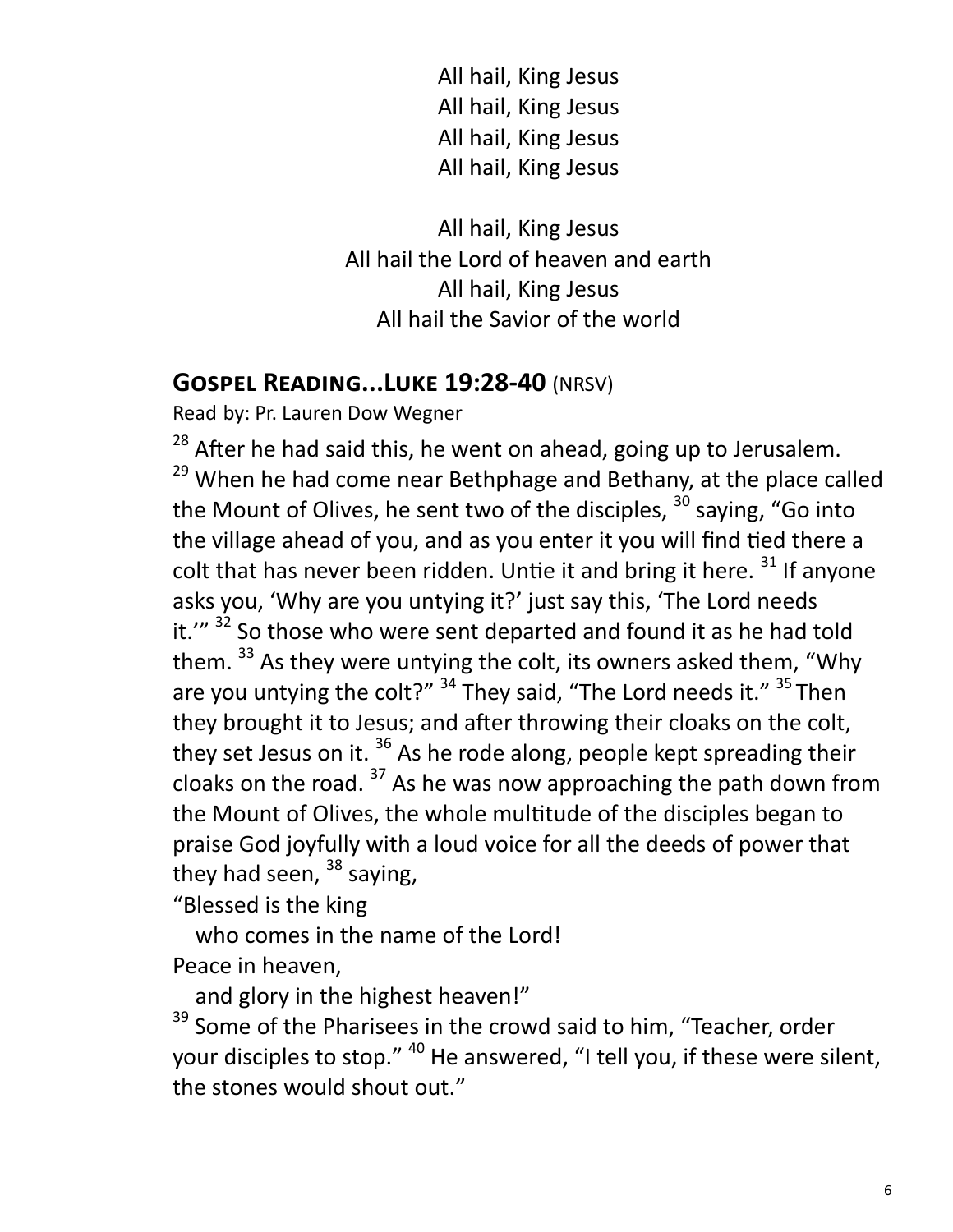All hail, King Jesus
All hail, King Jesus
All hail, King Jesus
All hail, King Jesus

All hail, King Jesus
All hail the Lord of heaven and earth
All hail, King Jesus
All hail the Savior of the world

## **Gospel Reading...Luke 19:28-40** (NRSV)

Read by: Pr. Lauren Dow Wegner

[28] After he had said this, he went on ahead, going up to Jerusalem. [29] When he had come near Bethphage and Bethany, at the place called the Mount of Olives, he sent two of the disciples, [30] saying, "Go into the village ahead of you, and as you enter it you will find tied there a colt that has never been ridden. Untie it and bring it here. [31] If anyone asks you, 'Why are you untying it?' just say this, 'The Lord needs it.'" [32] So those who were sent departed and found it as he had told them. [33] As they were untying the colt, its owners asked them, "Why are you untying the colt?" [34] They said, "The Lord needs it." [35] Then they brought it to Jesus; and after throwing their cloaks on the colt, they set Jesus on it. [36] As he rode along, people kept spreading their cloaks on the road. [37] As he was now approaching the path down from the Mount of Olives, the whole multitude of the disciples began to praise God joyfully with a loud voice for all the deeds of power that they had seen, [38] saying,

"Blessed is the king
   who comes in the name of the Lord!
Peace in heaven,
   and glory in the highest heaven!"

[39] Some of the Pharisees in the crowd said to him, "Teacher, order your disciples to stop." [40] He answered, "I tell you, if these were silent, the stones would shout out."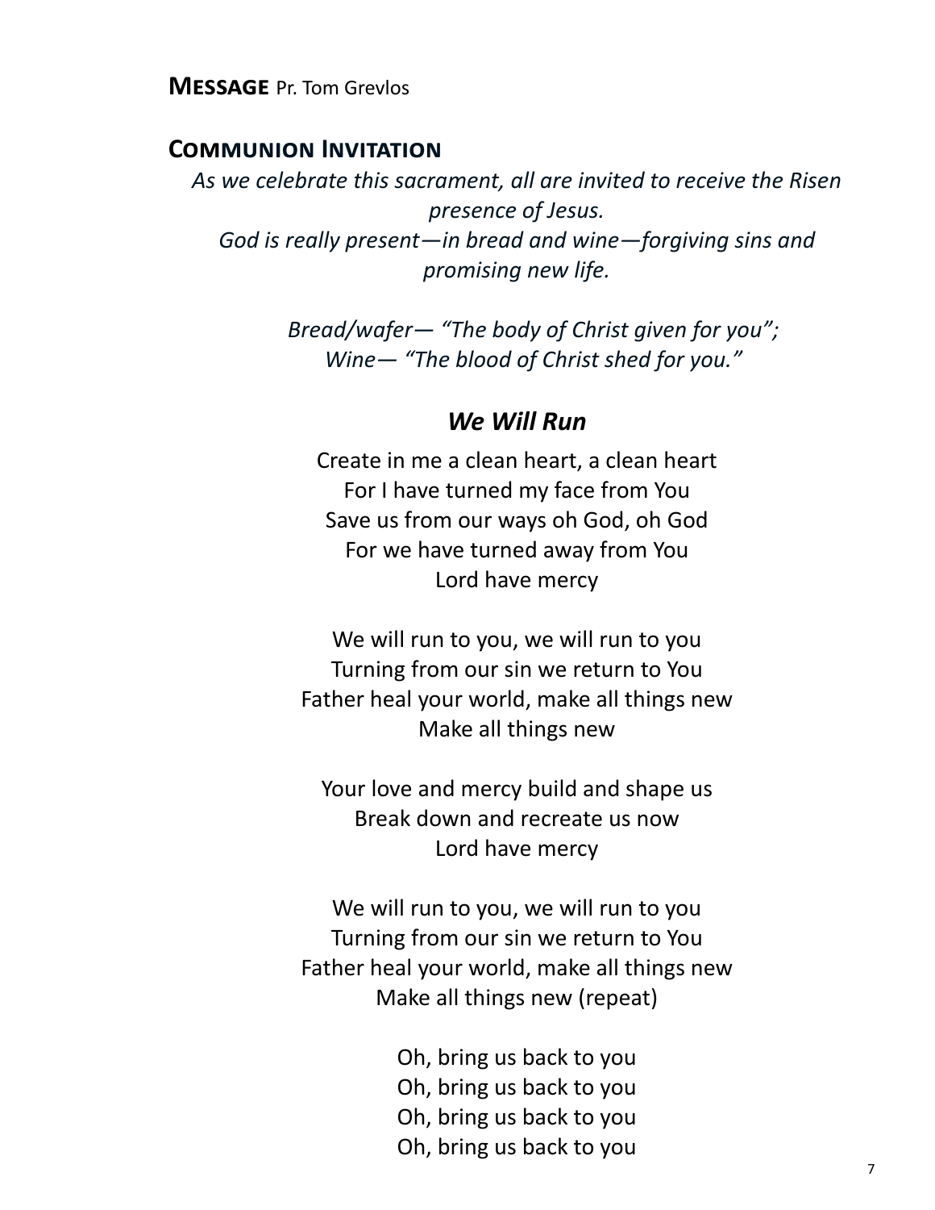**MESSAGE** Pr. Tom Grevlos

## COMMUNION INVITATION

*As we celebrate this sacrament, all are invited to receive the Risen presence of Jesus.*
*God is really present—in bread and wine—forgiving sins and promising new life.*

*Bread/wafer— "The body of Christ given for you";*
*Wine— "The blood of Christ shed for you."*

### *We Will Run*

Create in me a clean heart, a clean heart
For I have turned my face from You
Save us from our ways oh God, oh God
For we have turned away from You
Lord have mercy

We will run to you, we will run to you
Turning from our sin we return to You
Father heal your world, make all things new
Make all things new

Your love and mercy build and shape us
Break down and recreate us now
Lord have mercy

We will run to you, we will run to you
Turning from our sin we return to You
Father heal your world, make all things new
Make all things new (repeat)

Oh, bring us back to you
Oh, bring us back to you
Oh, bring us back to you
Oh, bring us back to you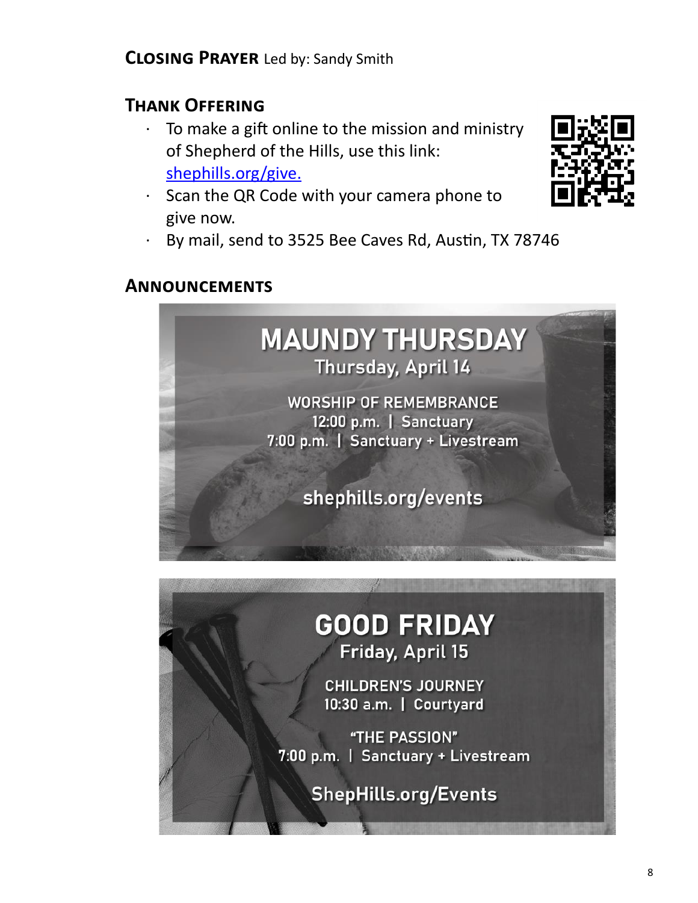**Closing Prayer** Led by: Sandy Smith

## Thank Offering

- To make a gift online to the mission and ministry of Shepherd of the Hills, use this link: shephills.org/give.
- Scan the QR Code with your camera phone to give now.
- By mail, send to 3525 Bee Caves Rd, Austin, TX 78746

## Announcements

**MAUNDY THURSDAY**
Thursday, April 14

WORSHIP OF REMEMBRANCE
12:00 p.m. | Sanctuary
7:00 p.m. | Sanctuary + Livestream

shephills.org/events

**GOOD FRIDAY**
Friday, April 15

CHILDREN'S JOURNEY
10:30 a.m. | Courtyard

"THE PASSION"
7:00 p.m. | Sanctuary + Livestream

ShepHills.org/Events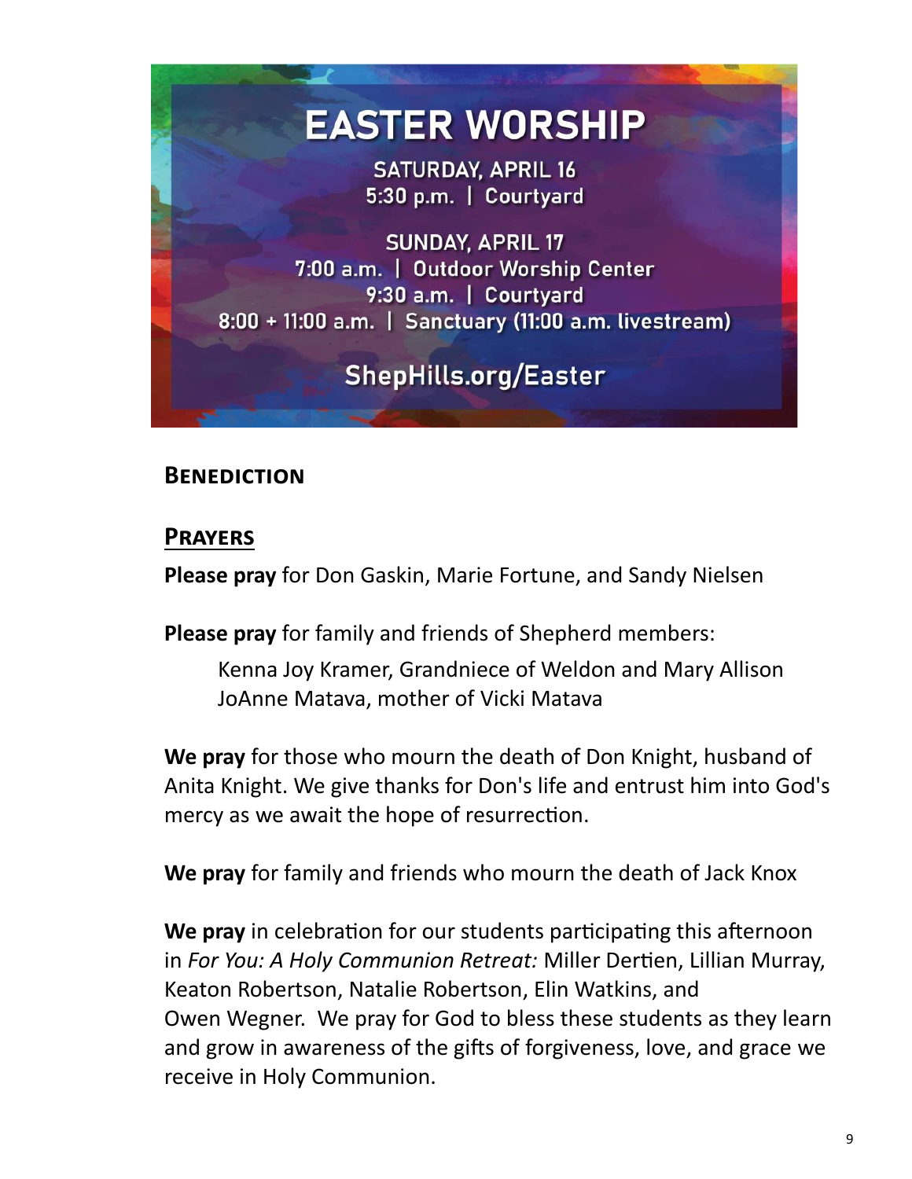# EASTER WORSHIP

SATURDAY, APRIL 16
5:30 p.m. | Courtyard

SUNDAY, APRIL 17
7:00 a.m. | Outdoor Worship Center
9:30 a.m. | Courtyard
8:00 + 11:00 a.m. | Sanctuary (11:00 a.m. livestream)

ShepHills.org/Easter

## Benediction

## Prayers

**Please pray** for Don Gaskin, Marie Fortune, and Sandy Nielsen

**Please pray** for family and friends of Shepherd members:

> Kenna Joy Kramer, Grandniece of Weldon and Mary Allison
> JoAnne Matava, mother of Vicki Matava

**We pray** for those who mourn the death of Don Knight, husband of Anita Knight. We give thanks for Don's life and entrust him into God's mercy as we await the hope of resurrection.

**We pray** for family and friends who mourn the death of Jack Knox

**We pray** in celebration for our students participating this afternoon in *For You: A Holy Communion Retreat:* Miller Dertien, Lillian Murray, Keaton Robertson, Natalie Robertson, Elin Watkins, and Owen Wegner. We pray for God to bless these students as they learn and grow in awareness of the gifts of forgiveness, love, and grace we receive in Holy Communion.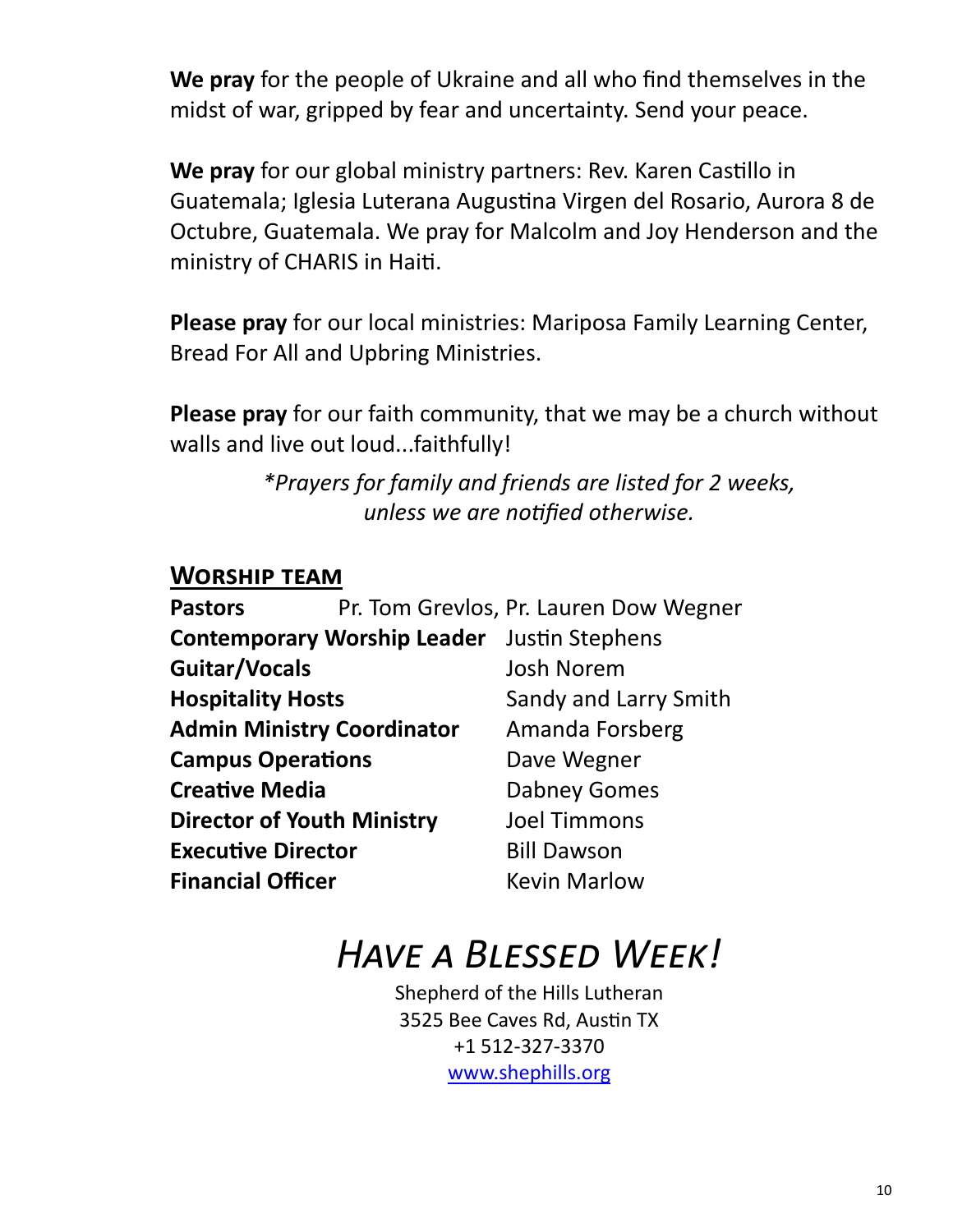**We pray** for the people of Ukraine and all who find themselves in the midst of war, gripped by fear and uncertainty. Send your peace.

**We pray** for our global ministry partners: Rev. Karen Castillo in Guatemala; Iglesia Luterana Augustina Virgen del Rosario, Aurora 8 de Octubre, Guatemala. We pray for Malcolm and Joy Henderson and the ministry of CHARIS in Haiti.

**Please pray** for our local ministries: Mariposa Family Learning Center, Bread For All and Upbring Ministries.

**Please pray** for our faith community, that we may be a church without walls and live out loud...faithfully!

*\*Prayers for family and friends are listed for 2 weeks, unless we are notified otherwise.*

## Worship team

| | |
|---|---|
| **Pastors** | Pr. Tom Grevlos, Pr. Lauren Dow Wegner |
| **Contemporary Worship Leader** | Justin Stephens |
| **Guitar/Vocals** | Josh Norem |
| **Hospitality Hosts** | Sandy and Larry Smith |
| **Admin Ministry Coordinator** | Amanda Forsberg |
| **Campus Operations** | Dave Wegner |
| **Creative Media** | Dabney Gomes |
| **Director of Youth Ministry** | Joel Timmons |
| **Executive Director** | Bill Dawson |
| **Financial Officer** | Kevin Marlow |

# *Have a Blessed Week!*

Shepherd of the Hills Lutheran
3525 Bee Caves Rd, Austin TX
+1 512-327-3370
www.shephills.org